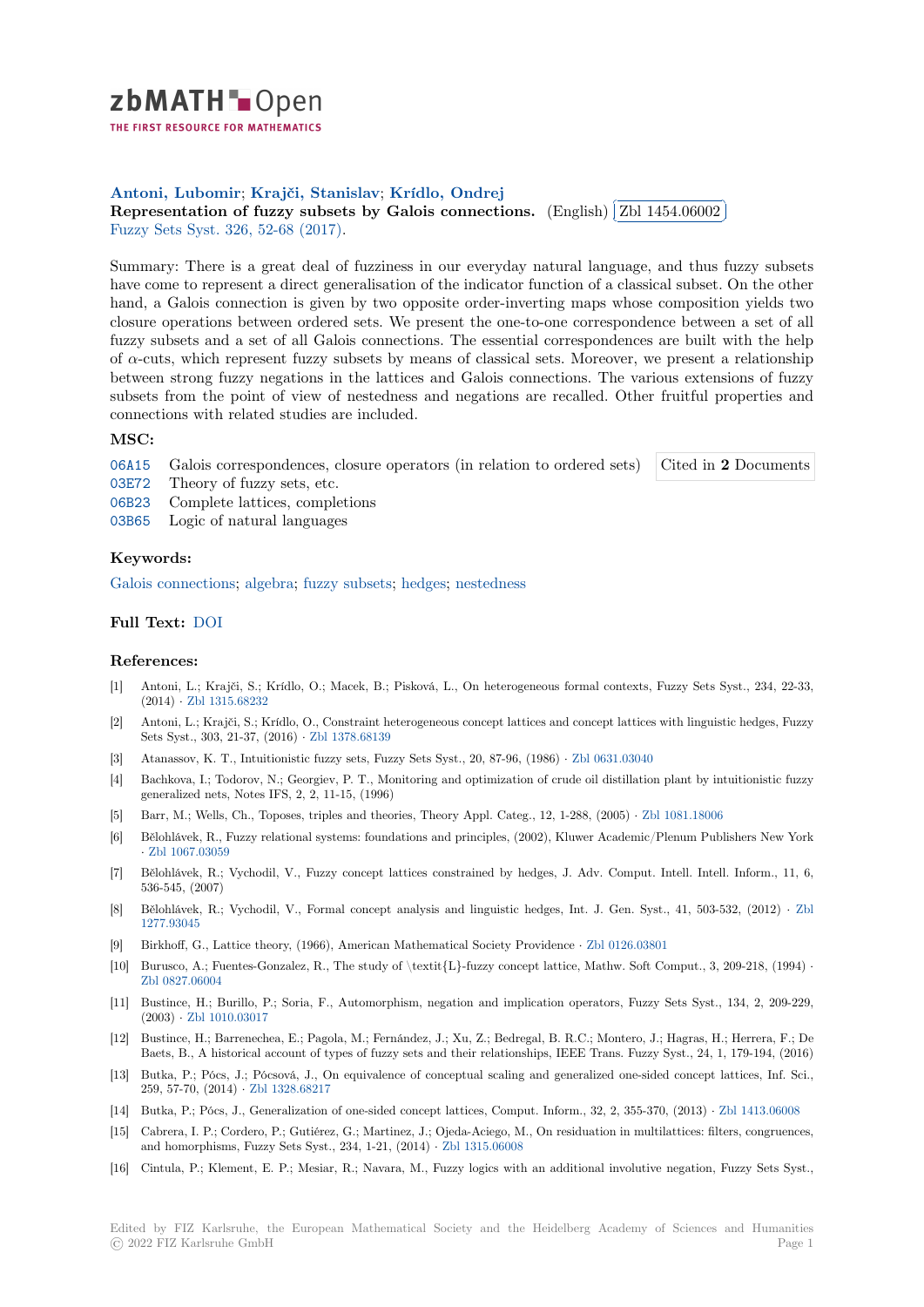**Antoni, Lubomir; Krajči, Stanislav; Krídlo, Ondrej**

**Representation of fuzzy subsets by Galois connections.** (English) Zbl 1454.06002

Fuzzy Sets Syst. 326, 52-68 (2017).

Summary: There is a great deal of fuzziness in our everyday natural language, and thus fuzzy subsets have come to represent a direct generalisation of the indicator function of a classical subset. On the other hand, a Galois connection is given by two opposite order-inverting maps whose composition yields two closure operations between ordered sets. We present the one-to-one correspondence between a set of all fuzzy subsets and a set of all Galois connections. The essential correspondences are built with the help of $\alpha$-cuts, which represent fuzzy subsets by means of classical sets. Moreover, we present a relationship between strong fuzzy negations in the lattices and Galois connections. The various extensions of fuzzy subsets from the point of view of nestedness and negations are recalled. Other fruitful properties and connections with related studies are included.

### MSC:

06A15 Galois correspondences, closure operators (in relation to ordered sets)

03E72 Theory of fuzzy sets, etc.

06B23 Complete lattices, completions

03B65 Logic of natural languages

Cited in **2** Documents

### Keywords:

Galois connections; algebra; fuzzy subsets; hedges; nestedness

### Full Text: DOI

### References:

[1] Antoni, L.; Krajči, S.; Krídlo, O.; Macek, B.; Pisková, L., On heterogeneous formal contexts, Fuzzy Sets Syst., 234, 22-33, (2014) · Zbl 1315.68232

[2] Antoni, L.; Krajči, S.; Krídlo, O., Constraint heterogeneous concept lattices and concept lattices with linguistic hedges, Fuzzy Sets Syst., 303, 21-37, (2016) · Zbl 1378.68139

[3] Atanassov, K. T., Intuitionistic fuzzy sets, Fuzzy Sets Syst., 20, 87-96, (1986) · Zbl 0631.03040

[4] Bachkova, I.; Todorov, N.; Georgiev, P. T., Monitoring and optimization of crude oil distillation plant by intuitionistic fuzzy generalized nets, Notes IFS, 2, 2, 11-15, (1996)

[5] Barr, M.; Wells, Ch., Toposes, triples and theories, Theory Appl. Categ., 12, 1-288, (2005) · Zbl 1081.18006

[6] Bělohlávek, R., Fuzzy relational systems: foundations and principles, (2002), Kluwer Academic/Plenum Publishers New York · Zbl 1067.03059

[7] Bělohlávek, R.; Vychodil, V., Fuzzy concept lattices constrained by hedges, J. Adv. Comput. Intell. Intell. Inform., 11, 6, 536-545, (2007)

[8] Bělohlávek, R.; Vychodil, V., Formal concept analysis and linguistic hedges, Int. J. Gen. Syst., 41, 503-532, (2012) · Zbl 1277.93045

[9] Birkhoff, G., Lattice theory, (1966), American Mathematical Society Providence · Zbl 0126.03801

[10] Burusco, A.; Fuentes-Gonzalez, R., The study of \textit{L}-fuzzy concept lattice, Mathw. Soft Comput., 3, 209-218, (1994) · Zbl 0827.06004

[11] Bustince, H.; Burillo, P.; Soria, F., Automorphism, negation and implication operators, Fuzzy Sets Syst., 134, 2, 209-229, (2003) · Zbl 1010.03017

[12] Bustince, H.; Barrenechea, E.; Pagola, M.; Fernández, J.; Xu, Z.; Bedregal, B. R.C.; Montero, J.; Hagras, H.; Herrera, F.; De Baets, B., A historical account of types of fuzzy sets and their relationships, IEEE Trans. Fuzzy Syst., 24, 1, 179-194, (2016)

[13] Butka, P.; Pócs, J.; Pócsová, J., On equivalence of conceptual scaling and generalized one-sided concept lattices, Inf. Sci., 259, 57-70, (2014) · Zbl 1328.68217

[14] Butka, P.; Pócs, J., Generalization of one-sided concept lattices, Comput. Inform., 32, 2, 355-370, (2013) · Zbl 1413.06008

[15] Cabrera, I. P.; Cordero, P.; Gutiérez, G.; Martinez, J.; Ojeda-Aciego, M., On residuation in multilattices: filters, congruences, and homorphisms, Fuzzy Sets Syst., 234, 1-21, (2014) · Zbl 1315.06008

[16] Cintula, P.; Klement, E. P.; Mesiar, R.; Navara, M., Fuzzy logics with an additional involutive negation, Fuzzy Sets Syst.,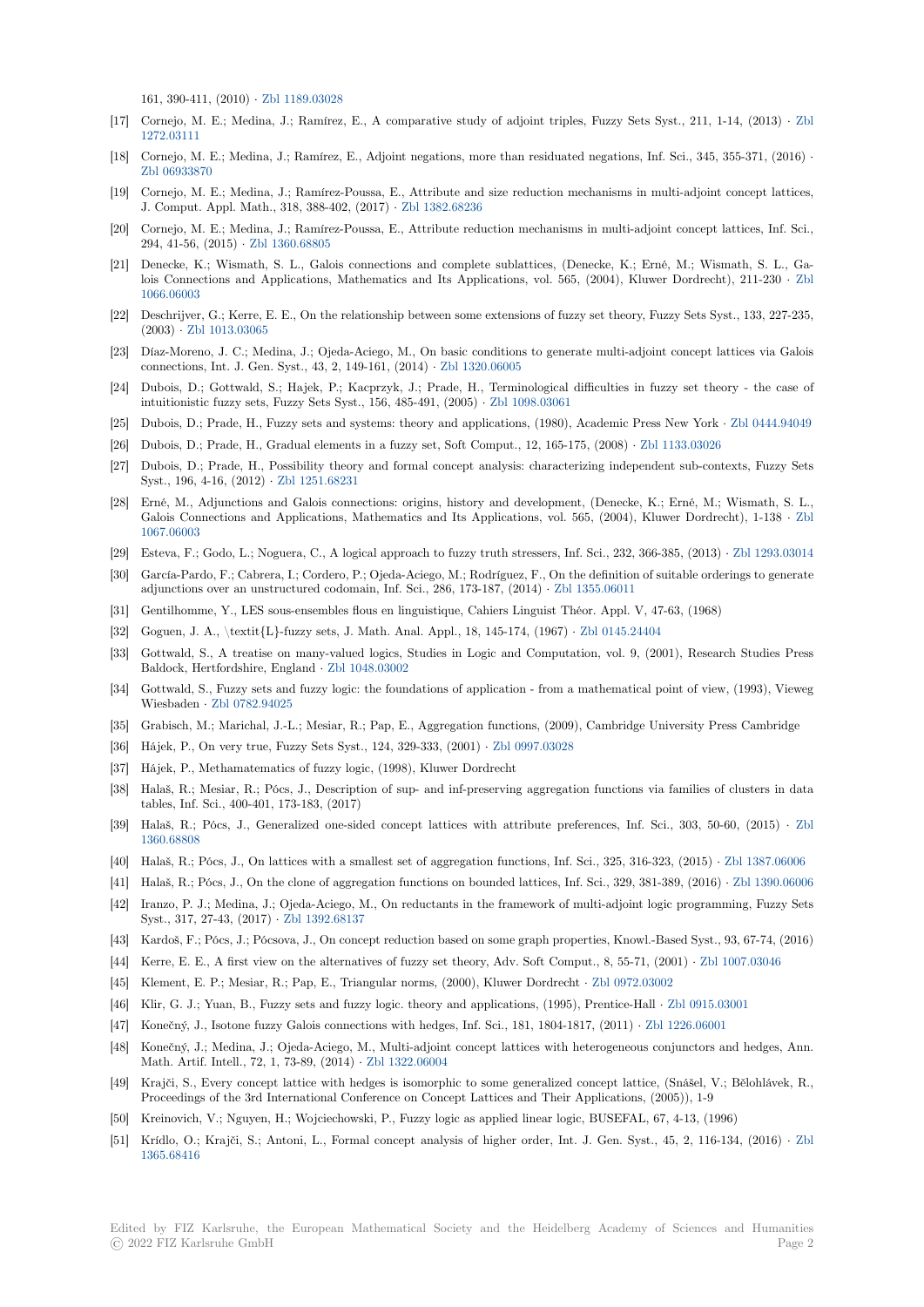161, 390-411, (2010) · Zbl 1189.03028

[17] Cornejo, M. E.; Medina, J.; Ramírez, E., A comparative study of adjoint triples, Fuzzy Sets Syst., 211, 1-14, (2013) · Zbl 1272.03111

[18] Cornejo, M. E.; Medina, J.; Ramírez, E., Adjoint negations, more than residuated negations, Inf. Sci., 345, 355-371, (2016) · Zbl 06933870

[19] Cornejo, M. E.; Medina, J.; Ramírez-Poussa, E., Attribute and size reduction mechanisms in multi-adjoint concept lattices, J. Comput. Appl. Math., 318, 388-402, (2017) · Zbl 1382.68236

[20] Cornejo, M. E.; Medina, J.; Ramírez-Poussa, E., Attribute reduction mechanisms in multi-adjoint concept lattices, Inf. Sci., 294, 41-56, (2015) · Zbl 1360.68805

[21] Denecke, K.; Wismath, S. L., Galois connections and complete sublattices, (Denecke, K.; Erné, M.; Wismath, S. L., Galois Connections and Applications, Mathematics and Its Applications, vol. 565, (2004), Kluwer Dordrecht), 211-230 · Zbl 1066.06003

[22] Deschrijver, G.; Kerre, E. E., On the relationship between some extensions of fuzzy set theory, Fuzzy Sets Syst., 133, 227-235, (2003) · Zbl 1013.03065

[23] Díaz-Moreno, J. C.; Medina, J.; Ojeda-Aciego, M., On basic conditions to generate multi-adjoint concept lattices via Galois connections, Int. J. Gen. Syst., 43, 2, 149-161, (2014) · Zbl 1320.06005

[24] Dubois, D.; Gottwald, S.; Hajek, P.; Kacprzyk, J.; Prade, H., Terminological difficulties in fuzzy set theory - the case of intuitionistic fuzzy sets, Fuzzy Sets Syst., 156, 485-491, (2005) · Zbl 1098.03061

[25] Dubois, D.; Prade, H., Fuzzy sets and systems: theory and applications, (1980), Academic Press New York · Zbl 0444.94049

[26] Dubois, D.; Prade, H., Gradual elements in a fuzzy set, Soft Comput., 12, 165-175, (2008) · Zbl 1133.03026

[27] Dubois, D.; Prade, H., Possibility theory and formal concept analysis: characterizing independent sub-contexts, Fuzzy Sets Syst., 196, 4-16, (2012) · Zbl 1251.68231

[28] Erné, M., Adjunctions and Galois connections: origins, history and development, (Denecke, K.; Erné, M.; Wismath, S. L., Galois Connections and Applications, Mathematics and Its Applications, vol. 565, (2004), Kluwer Dordrecht), 1-138 · Zbl 1067.06003

[29] Esteva, F.; Godo, L.; Noguera, C., A logical approach to fuzzy truth stressers, Inf. Sci., 232, 366-385, (2013) · Zbl 1293.03014

[30] García-Pardo, F.; Cabrera, I.; Cordero, P.; Ojeda-Aciego, M.; Rodríguez, F., On the definition of suitable orderings to generate adjunctions over an unstructured codomain, Inf. Sci., 286, 173-187, (2014) · Zbl 1355.06011

[31] Gentilhomme, Y., LES sous-ensembles flous en linguistique, Cahiers Linguist Théor. Appl. V, 47-63, (1968)

[32] Goguen, J. A., \textit{L}-fuzzy sets, J. Math. Anal. Appl., 18, 145-174, (1967) · Zbl 0145.24404

[33] Gottwald, S., A treatise on many-valued logics, Studies in Logic and Computation, vol. 9, (2001), Research Studies Press Baldock, Hertfordshire, England · Zbl 1048.03002

[34] Gottwald, S., Fuzzy sets and fuzzy logic: the foundations of application - from a mathematical point of view, (1993), Vieweg Wiesbaden · Zbl 0782.94025

[35] Grabisch, M.; Marichal, J.-L.; Mesiar, R.; Pap, E., Aggregation functions, (2009), Cambridge University Press Cambridge

[36] Hájek, P., On very true, Fuzzy Sets Syst., 124, 329-333, (2001) · Zbl 0997.03028

[37] Hájek, P., Methamatematics of fuzzy logic, (1998), Kluwer Dordrecht

[38] Halaš, R.; Mesiar, R.; Pócs, J., Description of sup- and inf-preserving aggregation functions via families of clusters in data tables, Inf. Sci., 400-401, 173-183, (2017)

[39] Halaš, R.; Pócs, J., Generalized one-sided concept lattices with attribute preferences, Inf. Sci., 303, 50-60, (2015) · Zbl 1360.68808

[40] Halaš, R.; Pócs, J., On lattices with a smallest set of aggregation functions, Inf. Sci., 325, 316-323, (2015) · Zbl 1387.06006

[41] Halaš, R.; Pócs, J., On the clone of aggregation functions on bounded lattices, Inf. Sci., 329, 381-389, (2016) · Zbl 1390.06006

[42] Iranzo, P. J.; Medina, J.; Ojeda-Aciego, M., On reductants in the framework of multi-adjoint logic programming, Fuzzy Sets Syst., 317, 27-43, (2017) · Zbl 1392.68137

[43] Kardoš, F.; Pócs, J.; Pócsova, J., On concept reduction based on some graph properties, Knowl.-Based Syst., 93, 67-74, (2016)

[44] Kerre, E. E., A first view on the alternatives of fuzzy set theory, Adv. Soft Comput., 8, 55-71, (2001) · Zbl 1007.03046

[45] Klement, E. P.; Mesiar, R.; Pap, E., Triangular norms, (2000), Kluwer Dordrecht · Zbl 0972.03002

[46] Klir, G. J.; Yuan, B., Fuzzy sets and fuzzy logic. theory and applications, (1995), Prentice-Hall · Zbl 0915.03001

[47] Konečný, J., Isotone fuzzy Galois connections with hedges, Inf. Sci., 181, 1804-1817, (2011) · Zbl 1226.06001

[48] Konečný, J.; Medina, J.; Ojeda-Aciego, M., Multi-adjoint concept lattices with heterogeneous conjunctors and hedges, Ann. Math. Artif. Intell., 72, 1, 73-89, (2014) · Zbl 1322.06004

[49] Krajči, S., Every concept lattice with hedges is isomorphic to some generalized concept lattice, (Snášel, V.; Bělohlávek, R., Proceedings of the 3rd International Conference on Concept Lattices and Their Applications, (2005)), 1-9

[50] Kreinovich, V.; Nguyen, H.; Wojciechowski, P., Fuzzy logic as applied linear logic, BUSEFAL, 67, 4-13, (1996)

[51] Krídlo, O.; Krajči, S.; Antoni, L., Formal concept analysis of higher order, Int. J. Gen. Syst., 45, 2, 116-134, (2016) · Zbl 1365.68416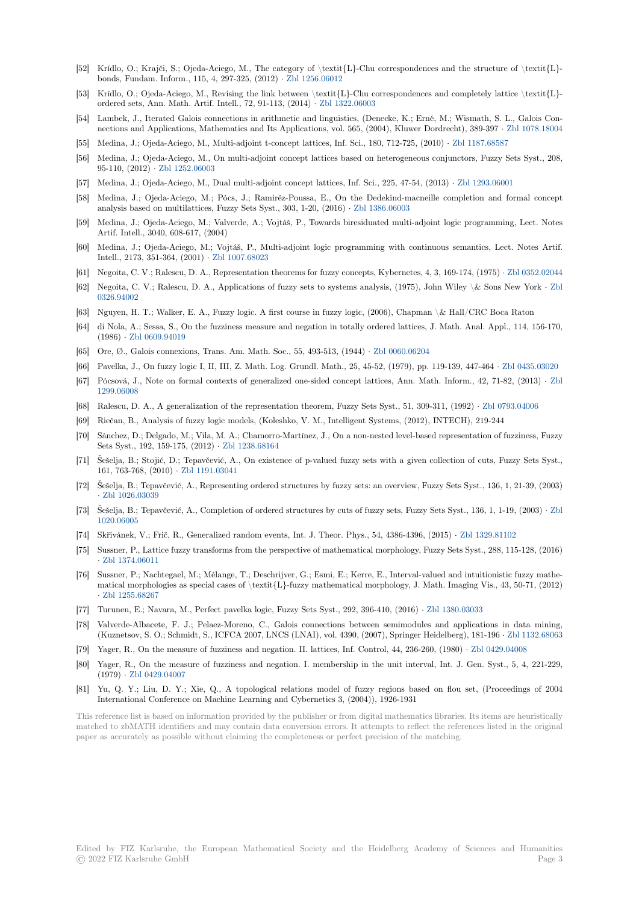[52] Krídlo, O.; Krajči, S.; Ojeda-Aciego, M., The category of \textit{L}-Chu correspondences and the structure of \textit{L}-bonds, Fundam. Inform., 115, 4, 297-325, (2012) · Zbl 1256.06012

[53] Krídlo, O.; Ojeda-Aciego, M., Revising the link between \textit{L}-Chu correspondences and completely lattice \textit{L}-ordered sets, Ann. Math. Artif. Intell., 72, 91-113, (2014) · Zbl 1322.06003

[54] Lambek, J., Iterated Galois connections in arithmetic and linguistics, (Denecke, K.; Erné, M.; Wismath, S. L., Galois Connections and Applications, Mathematics and Its Applications, vol. 565, (2004), Kluwer Dordrecht), 389-397 · Zbl 1078.18004

[55] Medina, J.; Ojeda-Aciego, M., Multi-adjoint t-concept lattices, Inf. Sci., 180, 712-725, (2010) · Zbl 1187.68587

[56] Medina, J.; Ojeda-Aciego, M., On multi-adjoint concept lattices based on heterogeneous conjunctors, Fuzzy Sets Syst., 208, 95-110, (2012) · Zbl 1252.06003

[57] Medina, J.; Ojeda-Aciego, M., Dual multi-adjoint concept lattices, Inf. Sci., 225, 47-54, (2013) · Zbl 1293.06001

[58] Medina, J.; Ojeda-Aciego, M.; Pócs, J.; Ramiréz-Poussa, E., On the Dedekind-macneille completion and formal concept analysis based on multilattices, Fuzzy Sets Syst., 303, 1-20, (2016) · Zbl 1386.06003

[59] Medina, J.; Ojeda-Aciego, M.; Valverde, A.; Vojtáš, P., Towards biresiduated multi-adjoint logic programming, Lect. Notes Artif. Intell., 3040, 608-617, (2004)

[60] Medina, J.; Ojeda-Aciego, M.; Vojtáš, P., Multi-adjoint logic programming with continuous semantics, Lect. Notes Artif. Intell., 2173, 351-364, (2001) · Zbl 1007.68023

[61] Negoita, C. V.; Ralescu, D. A., Representation theorems for fuzzy concepts, Kybernetes, 4, 3, 169-174, (1975) · Zbl 0352.02044

[62] Negoita, C. V.; Ralescu, D. A., Applications of fuzzy sets to systems analysis, (1975), John Wiley \& Sons New York · Zbl 0326.94002

[63] Nguyen, H. T.; Walker, E. A., Fuzzy logic. A first course in fuzzy logic, (2006), Chapman \& Hall/CRC Boca Raton

[64] di Nola, A.; Sessa, S., On the fuzziness measure and negation in totally ordered lattices, J. Math. Anal. Appl., 114, 156-170, (1986) · Zbl 0609.94019

[65] Ore, Ø., Galois connexions, Trans. Am. Math. Soc., 55, 493-513, (1944) · Zbl 0060.06204

[66] Pavelka, J., On fuzzy logic I, II, III, Z. Math. Log. Grundl. Math., 25, 45-52, (1979), pp. 119-139, 447-464 · Zbl 0435.03020

[67] Pócsová, J., Note on formal contexts of generalized one-sided concept lattices, Ann. Math. Inform., 42, 71-82, (2013) · Zbl 1299.06008

[68] Ralescu, D. A., A generalization of the representation theorem, Fuzzy Sets Syst., 51, 309-311, (1992) · Zbl 0793.04006

[69] Riečan, B., Analysis of fuzzy logic models, (Koleshko, V. M., Intelligent Systems, (2012), INTECH), 219-244

[70] Sánchez, D.; Delgado, M.; Vila, M. A.; Chamorro-Martínez, J., On a non-nested level-based representation of fuzziness, Fuzzy Sets Syst., 192, 159-175, (2012) · Zbl 1238.68164

[71] Šešelja, B.; Stojić, D.; Tepavčević, A., On existence of p-valued fuzzy sets with a given collection of cuts, Fuzzy Sets Syst., 161, 763-768, (2010) · Zbl 1191.03041

[72] Šešelja, B.; Tepavčević, A., Representing ordered structures by fuzzy sets: an overview, Fuzzy Sets Syst., 136, 1, 21-39, (2003) · Zbl 1026.03039

[73] Šešelja, B.; Tepavčević, A., Completion of ordered structures by cuts of fuzzy sets, Fuzzy Sets Syst., 136, 1, 1-19, (2003) · Zbl 1020.06005

[74] Skřivánek, V.; Frič, R., Generalized random events, Int. J. Theor. Phys., 54, 4386-4396, (2015) · Zbl 1329.81102

[75] Sussner, P., Lattice fuzzy transforms from the perspective of mathematical morphology, Fuzzy Sets Syst., 288, 115-128, (2016) · Zbl 1374.06011

[76] Sussner, P.; Nachtegael, M.; Mélange, T.; Deschrijver, G.; Esmi, E.; Kerre, E., Interval-valued and intuitionistic fuzzy mathematical morphologies as special cases of \textit{L}-fuzzy mathematical morphology, J. Math. Imaging Vis., 43, 50-71, (2012) · Zbl 1255.68267

[77] Turunen, E.; Navara, M., Perfect pavelka logic, Fuzzy Sets Syst., 292, 396-410, (2016) · Zbl 1380.03033

[78] Valverde-Albacete, F. J.; Pelaez-Moreno, C., Galois connections between semimodules and applications in data mining, (Kuznetsov, S. O.; Schmidt, S., ICFCA 2007, LNCS (LNAI), vol. 4390, (2007), Springer Heidelberg), 181-196 · Zbl 1132.68063

[79] Yager, R., On the measure of fuzziness and negation. II. lattices, Inf. Control, 44, 236-260, (1980) · Zbl 0429.04008

[80] Yager, R., On the measure of fuzziness and negation. I. membership in the unit interval, Int. J. Gen. Syst., 5, 4, 221-229, (1979) · Zbl 0429.04007

[81] Yu, Q. Y.; Liu, D. Y.; Xie, Q., A topological relations model of fuzzy regions based on flou set, (Proceedings of 2004 International Conference on Machine Learning and Cybernetics 3, (2004)), 1926-1931

This reference list is based on information provided by the publisher or from digital mathematics libraries. Its items are heuristically matched to zbMATH identifiers and may contain data conversion errors. It attempts to reflect the references listed in the original paper as accurately as possible without claiming the completeness or perfect precision of the matching.